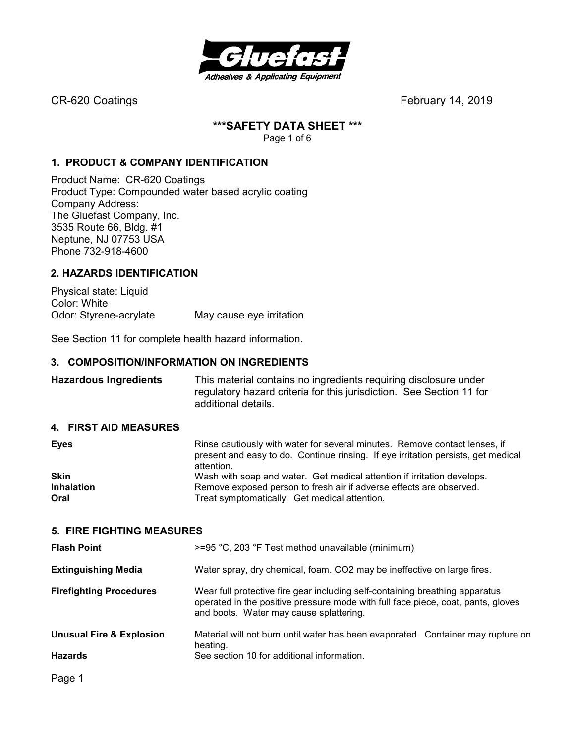CR-620 Coatings February 14, 2019

# ***SAFETY DATA SHEET ***

## 1. PRODUCT & COMPANY IDENTIFICATION

Product Name: CR-620 Coatings
Product Type: Compounded water based acrylic coating
Company Address:
The Gluefast Company, Inc.
3535 Route 66, Bldg. #1
Neptune, NJ 07753 USA
Phone 732-918-4600

## 2. HAZARDS IDENTIFICATION

Physical state: Liquid
Color: White
Odor: Styrene-acrylate May cause eye irritation

See Section 11 for complete health hazard information.

## 3. COMPOSITION/INFORMATION ON INGREDIENTS

| | |
|---|---|
| **Hazardous Ingredients** | This material contains no ingredients requiring disclosure under regulatory hazard criteria for this jurisdiction. See Section 11 for additional details. |

## 4. FIRST AID MEASURES

| | |
|---|---|
| **Eyes** | Rinse cautiously with water for several minutes. Remove contact lenses, if present and easy to do. Continue rinsing. If eye irritation persists, get medical attention. |
| **Skin** | Wash with soap and water. Get medical attention if irritation develops. |
| **Inhalation** | Remove exposed person to fresh air if adverse effects are observed. |
| **Oral** | Treat symptomatically. Get medical attention. |

## 5. FIRE FIGHTING MEASURES

| | |
|---|---|
| **Flash Point** | >=95 °C, 203 °F Test method unavailable (minimum) |
| **Extinguishing Media** | Water spray, dry chemical, foam. $CO_2$ may be ineffective on large fires. |
| **Firefighting Procedures** | Wear full protective fire gear including self-containing breathing apparatus operated in the positive pressure mode with full face piece, coat, pants, gloves and boots. Water may cause splattering. |
| **Unusual Fire & Explosion Hazards** | Material will not burn until water has been evaporated. Container may rupture on heating. See section 10 for additional information. |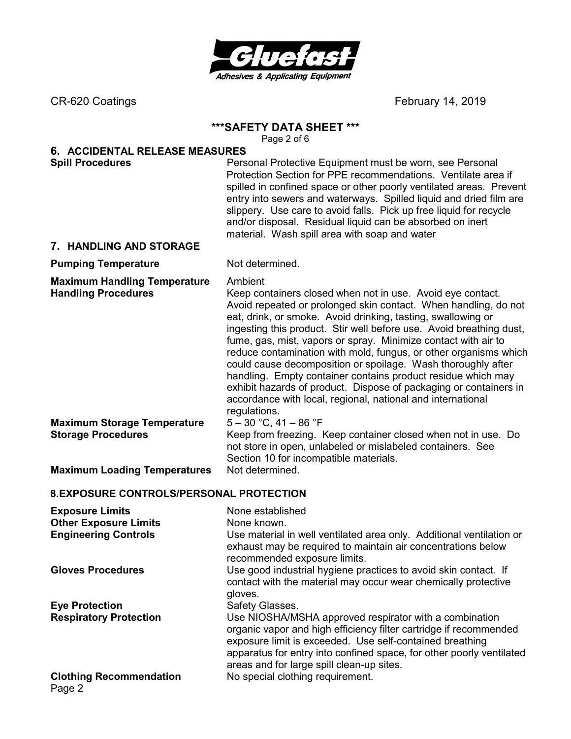## 6. ACCIDENTAL RELEASE MEASURES

| | |
|---|---|
| **Spill Procedures** | Personal Protective Equipment must be worn, see Personal Protection Section for PPE recommendations. Ventilate area if spilled in confined space or other poorly ventilated areas. Prevent entry into sewers and waterways. Spilled liquid and dried film are slippery. Use care to avoid falls. Pick up free liquid for recycle and/or disposal. Residual liquid can be absorbed on inert material. Wash spill area with soap and water |

## 7. HANDLING AND STORAGE

| | |
|---|---|
| **Pumping Temperature** | Not determined. |
| **Maximum Handling Temperature** | Ambient |
| **Handling Procedures** | Keep containers closed when not in use. Avoid eye contact. Avoid repeated or prolonged skin contact. When handling, do not eat, drink, or smoke. Avoid drinking, tasting, swallowing or ingesting this product. Stir well before use. Avoid breathing dust, fume, gas, mist, vapors or spray. Minimize contact with air to reduce contamination with mold, fungus, or other organisms which could cause decomposition or spoilage. Wash thoroughly after handling. Empty container contains product residue which may exhibit hazards of product. Dispose of packaging or containers in accordance with local, regional, national and international regulations. |
| **Maximum Storage Temperature** | 5 – 30 °C, 41 – 86 °F |
| **Storage Procedures** | Keep from freezing. Keep container closed when not in use. Do not store in open, unlabeled or mislabeled containers. See Section 10 for incompatible materials. |
| **Maximum Loading Temperatures** | Not determined. |

## 8.EXPOSURE CONTROLS/PERSONAL PROTECTION

| | |
|---|---|
| **Exposure Limits** | None established |
| **Other Exposure Limits** | None known. |
| **Engineering Controls** | Use material in well ventilated area only. Additional ventilation or exhaust may be required to maintain air concentrations below recommended exposure limits. |
| **Gloves Procedures** | Use good industrial hygiene practices to avoid skin contact. If contact with the material may occur wear chemically protective gloves. |
| **Eye Protection** | Safety Glasses. |
| **Respiratory Protection** | Use NIOSHA/MSHA approved respirator with a combination organic vapor and high efficiency filter cartridge if recommended exposure limit is exceeded. Use self-contained breathing apparatus for entry into confined space, for other poorly ventilated areas and for large spill clean-up sites. |
| **Clothing Recommendation** | No special clothing requirement. |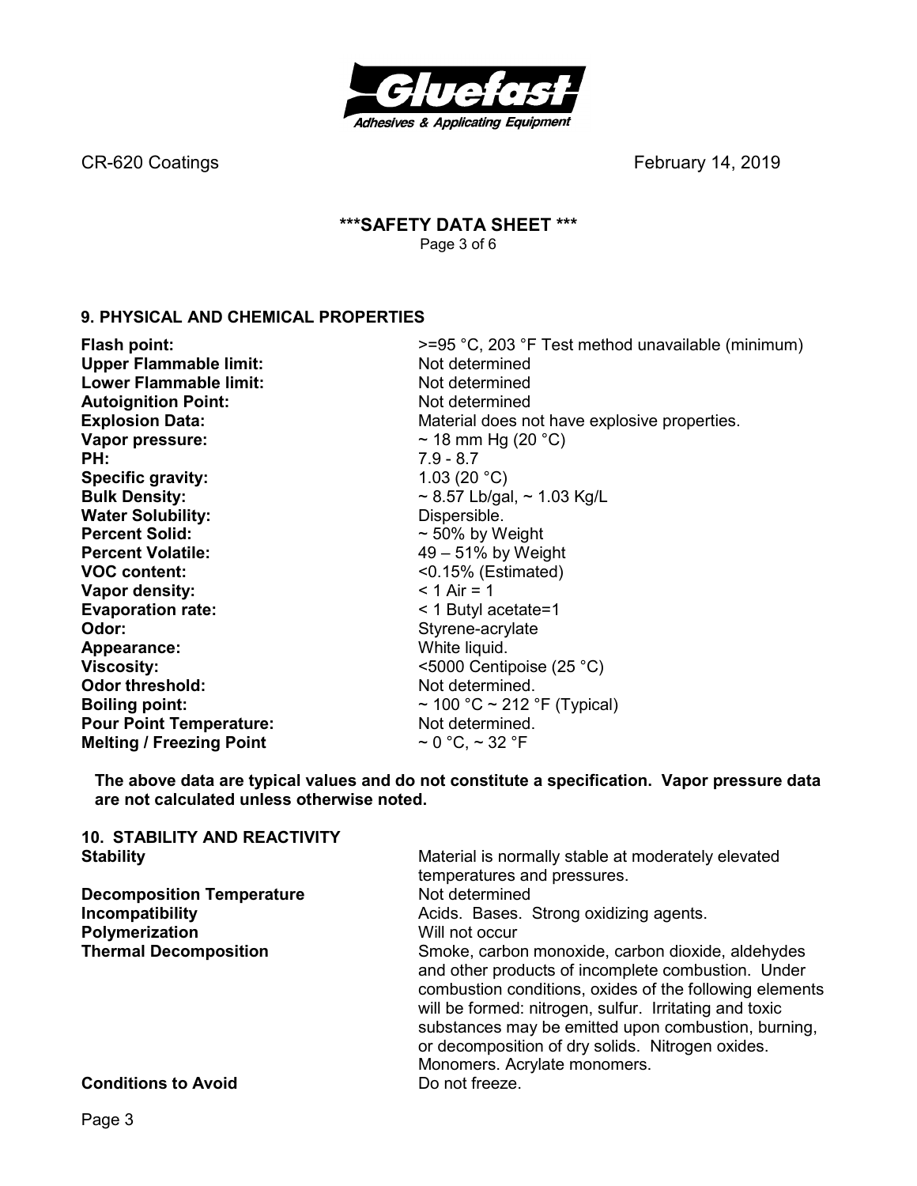## 9. PHYSICAL AND CHEMICAL PROPERTIES

| | |
|---|---|
| **Flash point:** | >=95 °C, 203 °F Test method unavailable (minimum) |
| **Upper Flammable limit:** | Not determined |
| **Lower Flammable limit:** | Not determined |
| **Autoignition Point:** | Not determined |
| **Explosion Data:** | Material does not have explosive properties. |
| **Vapor pressure:** | ~ 18 mm Hg (20 °C) |
| **PH:** | 7.9 - 8.7 |
| **Specific gravity:** | 1.03 (20 °C) |
| **Bulk Density:** | ~ 8.57 Lb/gal, ~ 1.03 Kg/L |
| **Water Solubility:** | Dispersible. |
| **Percent Solid:** | ~ 50% by Weight |
| **Percent Volatile:** | 49 – 51% by Weight |
| **VOC content:** | <0.15% (Estimated) |
| **Vapor density:** | < 1 Air = 1 |
| **Evaporation rate:** | < 1 Butyl acetate=1 |
| **Odor:** | Styrene-acrylate |
| **Appearance:** | White liquid. |
| **Viscosity:** | <5000 Centipoise (25 °C) |
| **Odor threshold:** | Not determined. |
| **Boiling point:** | ~ 100 °C ~ 212 °F (Typical) |
| **Pour Point Temperature:** | Not determined. |
| **Melting / Freezing Point** | ~ 0 °C, ~ 32 °F |

**The above data are typical values and do not constitute a specification. Vapor pressure data are not calculated unless otherwise noted.**

## 10. STABILITY AND REACTIVITY

| | |
|---|---|
| **Stability** | Material is normally stable at moderately elevated temperatures and pressures. |
| **Decomposition Temperature** | Not determined |
| **Incompatibility** | Acids. Bases. Strong oxidizing agents. |
| **Polymerization** | Will not occur |
| **Thermal Decomposition** | Smoke, carbon monoxide, carbon dioxide, aldehydes and other products of incomplete combustion. Under combustion conditions, oxides of the following elements will be formed: nitrogen, sulfur. Irritating and toxic substances may be emitted upon combustion, burning, or decomposition of dry solids. Nitrogen oxides. Monomers. Acrylate monomers. |
| **Conditions to Avoid** | Do not freeze. |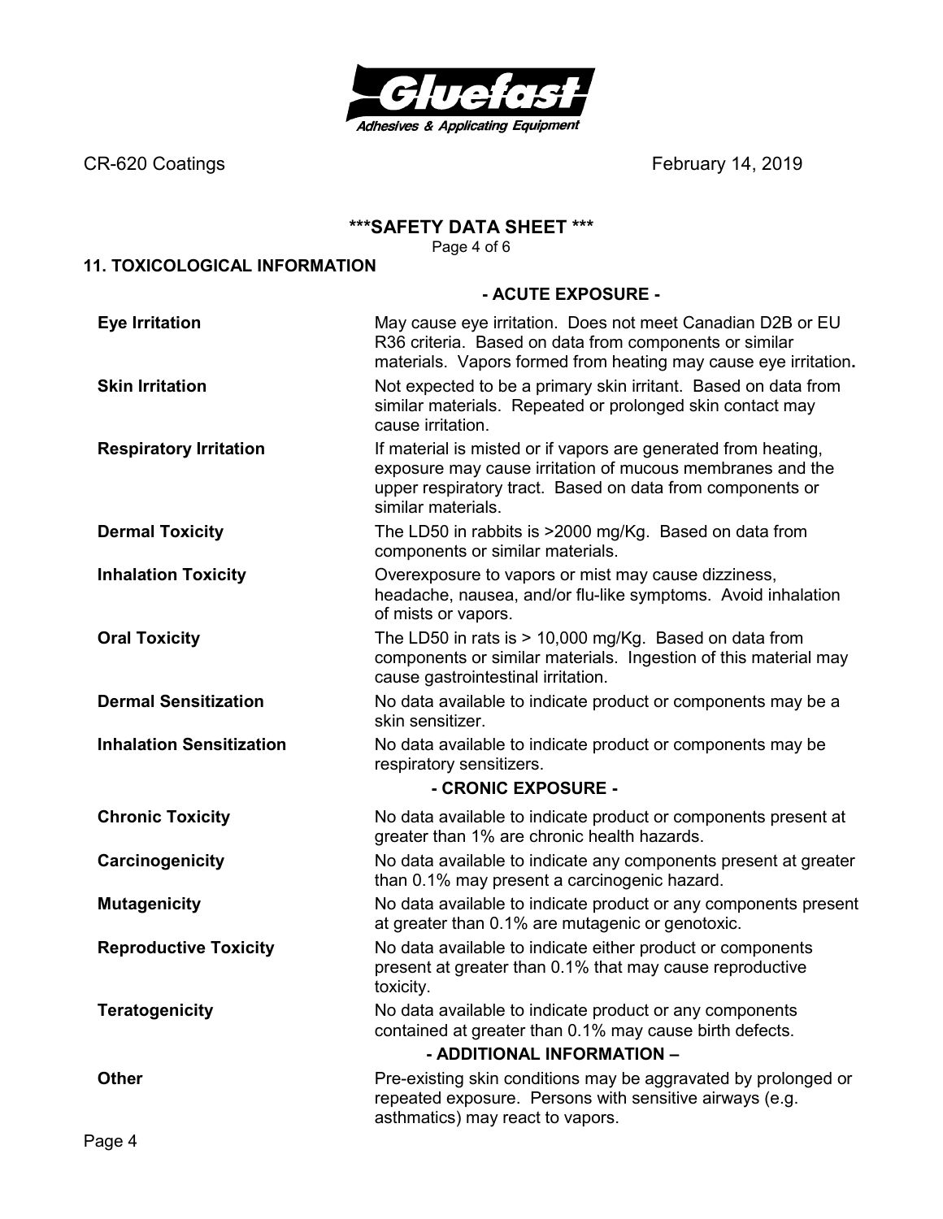**\*\*\*SAFETY DATA SHEET \*\*\***

## 11. TOXICOLOGICAL INFORMATION

### - ACUTE EXPOSURE -

| | |
|---|---|
| **Eye Irritation** | May cause eye irritation. Does not meet Canadian D2B or EU R36 criteria. Based on data from components or similar materials. Vapors formed from heating may cause eye irritation**.** |
| **Skin Irritation** | Not expected to be a primary skin irritant. Based on data from similar materials. Repeated or prolonged skin contact may cause irritation. |
| **Respiratory Irritation** | If material is misted or if vapors are generated from heating, exposure may cause irritation of mucous membranes and the upper respiratory tract. Based on data from components or similar materials. |
| **Dermal Toxicity** | The LD50 in rabbits is >2000 mg/Kg. Based on data from components or similar materials. |
| **Inhalation Toxicity** | Overexposure to vapors or mist may cause dizziness, headache, nausea, and/or flu-like symptoms. Avoid inhalation of mists or vapors. |
| **Oral Toxicity** | The LD50 in rats is > 10,000 mg/Kg. Based on data from components or similar materials. Ingestion of this material may cause gastrointestinal irritation. |
| **Dermal Sensitization** | No data available to indicate product or components may be a skin sensitizer. |
| **Inhalation Sensitization** | No data available to indicate product or components may be respiratory sensitizers. |

### - CRONIC EXPOSURE -

| | |
|---|---|
| **Chronic Toxicity** | No data available to indicate product or components present at greater than 1% are chronic health hazards. |
| **Carcinogenicity** | No data available to indicate any components present at greater than 0.1% may present a carcinogenic hazard. |
| **Mutagenicity** | No data available to indicate product or any components present at greater than 0.1% are mutagenic or genotoxic. |
| **Reproductive Toxicity** | No data available to indicate either product or components present at greater than 0.1% that may cause reproductive toxicity. |
| **Teratogenicity** | No data available to indicate product or any components contained at greater than 0.1% may cause birth defects. |

### - ADDITIONAL INFORMATION –

| | |
|---|---|
| **Other** | Pre-existing skin conditions may be aggravated by prolonged or repeated exposure. Persons with sensitive airways (e.g. asthmatics) may react to vapors. |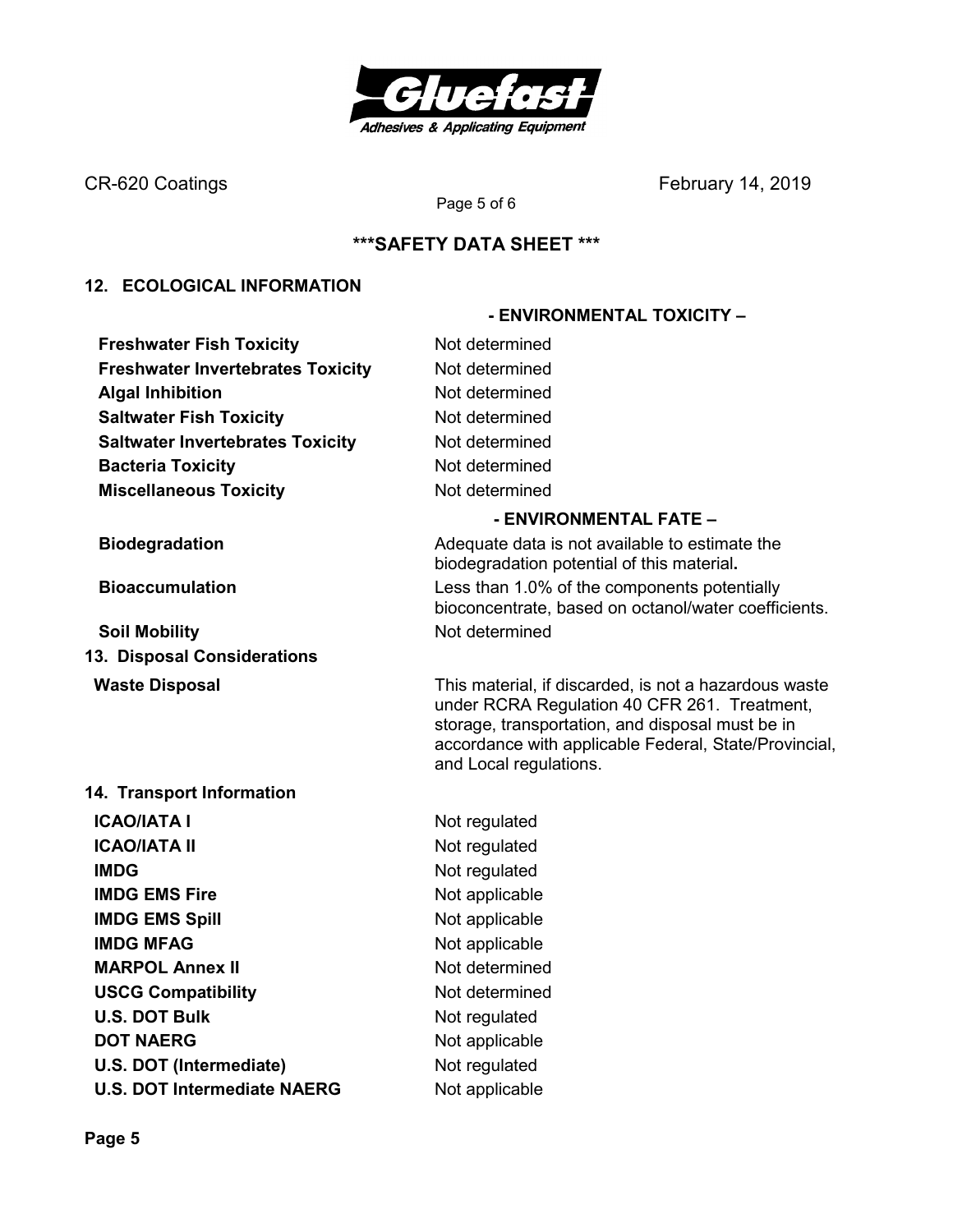## 12. ECOLOGICAL INFORMATION

**- ENVIRONMENTAL TOXICITY –**

| | |
|---|---|
| **Freshwater Fish Toxicity** | Not determined |
| **Freshwater Invertebrates Toxicity** | Not determined |
| **Algal Inhibition** | Not determined |
| **Saltwater Fish Toxicity** | Not determined |
| **Saltwater Invertebrates Toxicity** | Not determined |
| **Bacteria Toxicity** | Not determined |
| **Miscellaneous Toxicity** | Not determined |

**- ENVIRONMENTAL FATE –**

| | |
|---|---|
| **Biodegradation** | Adequate data is not available to estimate the biodegradation potential of this material. |
| **Bioaccumulation** | Less than 1.0% of the components potentially bioconcentrate, based on octanol/water coefficients. |
| **Soil Mobility** | Not determined |

## 13. Disposal Considerations

| | |
|---|---|
| **Waste Disposal** | This material, if discarded, is not a hazardous waste under RCRA Regulation 40 CFR 261. Treatment, storage, transportation, and disposal must be in accordance with applicable Federal, State/Provincial, and Local regulations. |

## 14. Transport Information

| | |
|---|---|
| **ICAO/IATA I** | Not regulated |
| **ICAO/IATA II** | Not regulated |
| **IMDG** | Not regulated |
| **IMDG EMS Fire** | Not applicable |
| **IMDG EMS Spill** | Not applicable |
| **IMDG MFAG** | Not applicable |
| **MARPOL Annex II** | Not determined |
| **USCG Compatibility** | Not determined |
| **U.S. DOT Bulk** | Not regulated |
| **DOT NAERG** | Not applicable |
| **U.S. DOT (Intermediate)** | Not regulated |
| **U.S. DOT Intermediate NAERG** | Not applicable |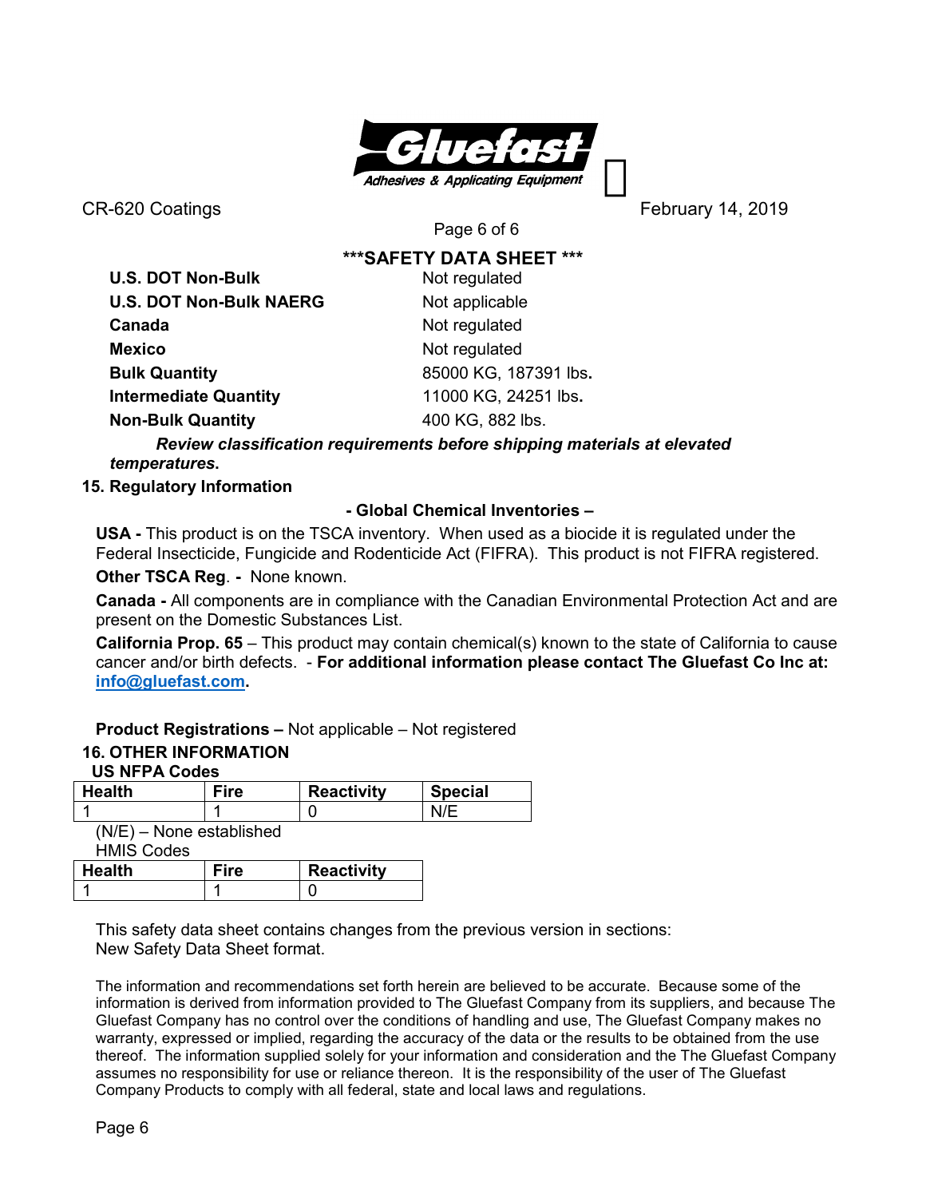**\*\*\*SAFETY DATA SHEET \*\*\***

| | |
|---|---|
| **U.S. DOT Non-Bulk** | Not regulated |
| **U.S. DOT Non-Bulk NAERG** | Not applicable |
| **Canada** | Not regulated |
| **Mexico** | Not regulated |
| **Bulk Quantity** | 85000 KG, 187391 lbs**.** |
| **Intermediate Quantity** | 11000 KG, 24251 lbs**.** |
| **Non-Bulk Quantity** | 400 KG, 882 lbs. |

***Review classification requirements before shipping materials at elevated temperatures.***

## 15. Regulatory Information

**- Global Chemical Inventories –**

**USA -** This product is on the TSCA inventory. When used as a biocide it is regulated under the Federal Insecticide, Fungicide and Rodenticide Act (FIFRA). This product is not FIFRA registered.

**Other TSCA Reg**. **-** None known.

**Canada -** All components are in compliance with the Canadian Environmental Protection Act and are present on the Domestic Substances List.

**California Prop. 65** – This product may contain chemical(s) known to the state of California to cause cancer and/or birth defects. - **For additional information please contact The Gluefast Co Inc at: info@gluefast.com.**

**Product Registrations –** Not applicable – Not registered

## 16. OTHER INFORMATION

**US NFPA Codes**

| Health | Fire | Reactivity | Special |
|---|---|---|---|
| 1 | 1 | 0 | N/E |

(N/E) – None established

HMIS Codes

| Health | Fire | Reactivity |
|---|---|---|
| 1 | 1 | 0 |

This safety data sheet contains changes from the previous version in sections:
New Safety Data Sheet format.

The information and recommendations set forth herein are believed to be accurate. Because some of the information is derived from information provided to The Gluefast Company from its suppliers, and because The Gluefast Company has no control over the conditions of handling and use, The Gluefast Company makes no warranty, expressed or implied, regarding the accuracy of the data or the results to be obtained from the use thereof. The information supplied solely for your information and consideration and the The Gluefast Company assumes no responsibility for use or reliance thereon. It is the responsibility of the user of The Gluefast Company Products to comply with all federal, state and local laws and regulations.